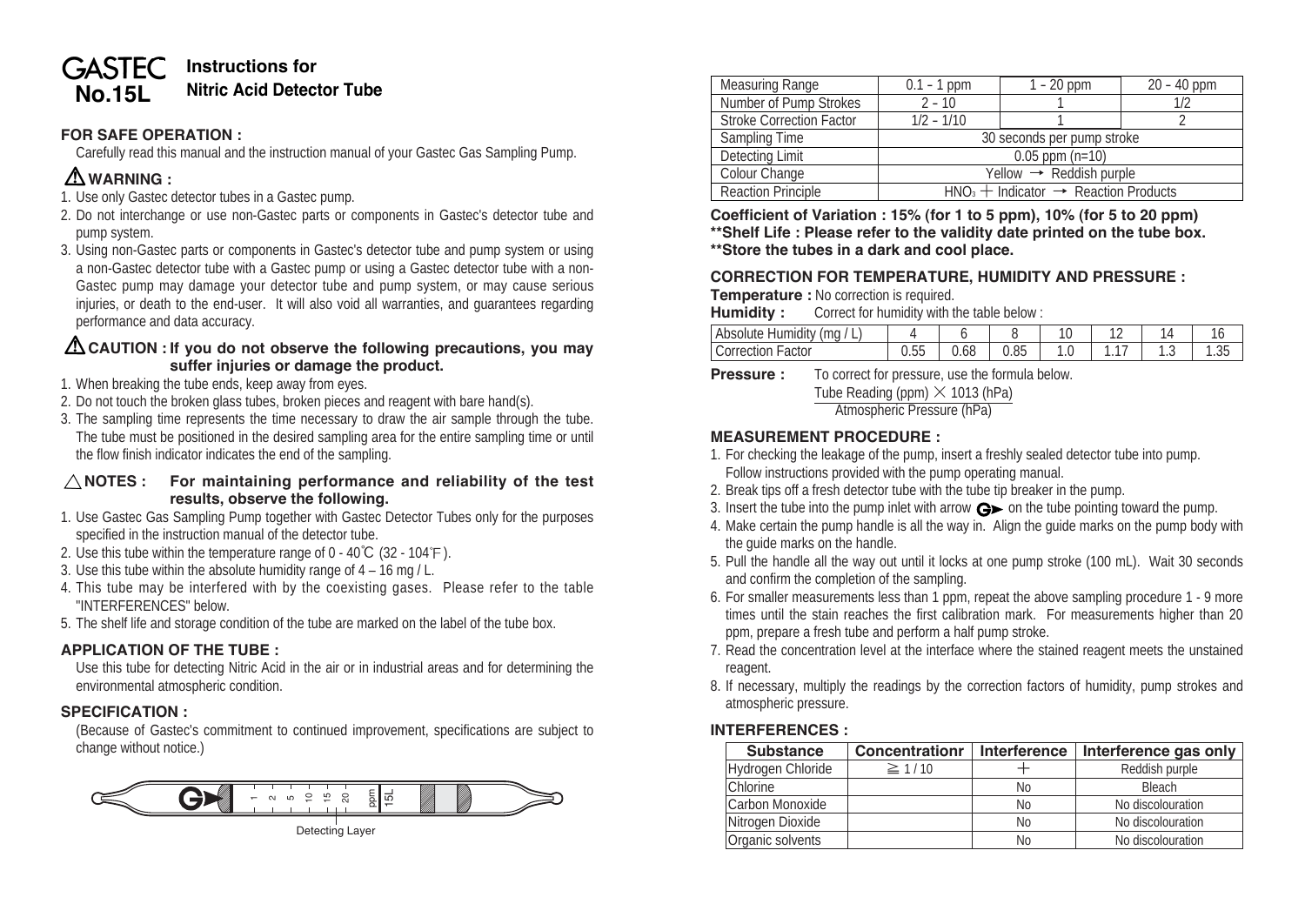# GASTEC No.15L Instructions for Nitric Acid Detector Tube

### FOR SAFE OPERATION :

Carefully read this manual and the instruction manual of your Gastec Gas Sampling Pump.

### ⚠ WARNING :

1. Use only Gastec detector tubes in a Gastec pump.
2. Do not interchange or use non-Gastec parts or components in Gastec's detector tube and pump system.
3. Using non-Gastec parts or components in Gastec's detector tube and pump system or using a non-Gastec detector tube with a Gastec pump or using a Gastec detector tube with a non-Gastec pump may damage your detector tube and pump system, or may cause serious injuries, or death to the end-user. It will also void all warranties, and guarantees regarding performance and data accuracy.

### ⚠ CAUTION : If you do not observe the following precautions, you may suffer injuries or damage the product.

1. When breaking the tube ends, keep away from eyes.
2. Do not touch the broken glass tubes, broken pieces and reagent with bare hand(s).
3. The sampling time represents the time necessary to draw the air sample through the tube. The tube must be positioned in the desired sampling area for the entire sampling time or until the flow finish indicator indicates the end of the sampling.

### △ NOTES : For maintaining performance and reliability of the test results, observe the following.

1. Use Gastec Gas Sampling Pump together with Gastec Detector Tubes only for the purposes specified in the instruction manual of the detector tube.
2. Use this tube within the temperature range of 0 - 40℃ (32 - 104℉).
3. Use this tube within the absolute humidity range of 4 – 16 mg / L.
4. This tube may be interfered with by the coexisting gases. Please refer to the table "INTERFERENCES" below.
5. The shelf life and storage condition of the tube are marked on the label of the tube box.

### APPLICATION OF THE TUBE :

Use this tube for detecting Nitric Acid in the air or in industrial areas and for determining the environmental atmospheric condition.

### SPECIFICATION :

(Because of Gastec's commitment to continued improvement, specifications are subject to change without notice.)

1 2 5 10 15 20 ppm 15L

Detecting Layer

| Measuring Range | 0.1 – 1 ppm | 1 – 20 ppm | 20 – 40 ppm |
|---|---|---|---|
| Number of Pump Strokes | 2 – 10 | 1 | 1/2 |
| Stroke Correction Factor | 1/2 – 1/10 | 1 | 2 |
| Sampling Time | 30 seconds per pump stroke | | |
| Detecting Limit | 0.05 ppm (n=10) | | |
| Colour Change | Yellow → Reddish purple | | |
| Reaction Principle | $HNO_3$ + Indicator → Reaction Products | | |

**Coefficient of Variation : 15% (for 1 to 5 ppm), 10% (for 5 to 20 ppm)**
**\*\*Shelf Life : Please refer to the validity date printed on the tube box.**
**\*\*Store the tubes in a dark and cool place.**

### CORRECTION FOR TEMPERATURE, HUMIDITY AND PRESSURE :

**Temperature :** No correction is required.

**Humidity :** Correct for humidity with the table below :

| Absolute Humidity (mg / L) | 4 | 6 | 8 | 10 | 12 | 14 | 16 |
|---|---|---|---|---|---|---|---|
| Correction Factor | 0.55 | 0.68 | 0.85 | 1.0 | 1.17 | 1.3 | 1.35 |

**Pressure :** To correct for pressure, use the formula below.

$$\frac{\text{Tube Reading (ppm)} \times 1013 \text{ (hPa)}}{\text{Atmospheric Pressure (hPa)}}$$

### MEASUREMENT PROCEDURE :

1. For checking the leakage of the pump, insert a freshly sealed detector tube into pump. Follow instructions provided with the pump operating manual.
2. Break tips off a fresh detector tube with the tube tip breaker in the pump.
3. Insert the tube into the pump inlet with arrow G➤ on the tube pointing toward the pump.
4. Make certain the pump handle is all the way in. Align the guide marks on the pump body with the guide marks on the handle.
5. Pull the handle all the way out until it locks at one pump stroke (100 mL). Wait 30 seconds and confirm the completion of the sampling.
6. For smaller measurements less than 1 ppm, repeat the above sampling procedure 1 - 9 more times until the stain reaches the first calibration mark. For measurements higher than 20 ppm, prepare a fresh tube and perform a half pump stroke.
7. Read the concentration level at the interface where the stained reagent meets the unstained reagent.
8. If necessary, multiply the readings by the correction factors of humidity, pump strokes and atmospheric pressure.

### INTERFERENCES :

| Substance | Concentrationr | Interference | Interference gas only |
|---|---|---|---|
| Hydrogen Chloride | ≧ 1 / 10 | + | Reddish purple |
| Chlorine | | No | Bleach |
| Carbon Monoxide | | No | No discolouration |
| Nitrogen Dioxide | | No | No discolouration |
| Organic solvents | | No | No discolouration |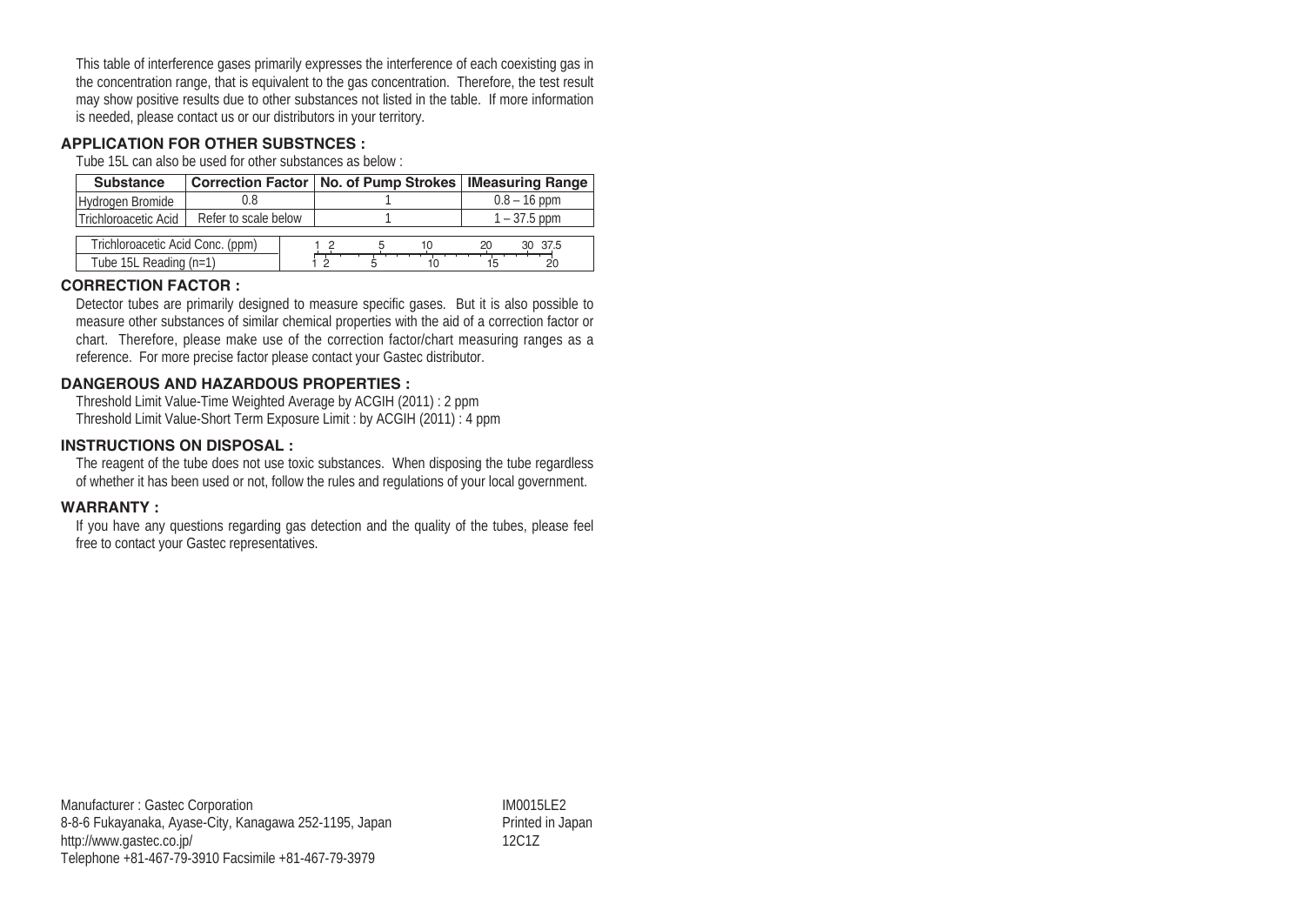This table of interference gases primarily expresses the interference of each coexisting gas in the concentration range, that is equivalent to the gas concentration. Therefore, the test result may show positive results due to other substances not listed in the table. If more information is needed, please contact us or our distributors in your territory.

### APPLICATION FOR OTHER SUBSTNCES :

Tube 15L can also be used for other substances as below :

| Substance | Correction Factor | No. of Pump Strokes | IMeasuring Range |
|---|---|---|---|
| Hydrogen Bromide | 0.8 | 1 | 0.8 – 16 ppm |
| Trichloroacetic Acid | Refer to scale below | 1 | 1 – 37.5 ppm |

Trichloroacetic Acid Conc. (ppm): 1 2 5 10 20 30 37.5

Tube 15L Reading (n=1): 1 2 5 10 15 20

### CORRECTION FACTOR :

Detector tubes are primarily designed to measure specific gases. But it is also possible to measure other substances of similar chemical properties with the aid of a correction factor or chart. Therefore, please make use of the correction factor/chart measuring ranges as a reference. For more precise factor please contact your Gastec distributor.

### DANGEROUS AND HAZARDOUS PROPERTIES :

Threshold Limit Value-Time Weighted Average by ACGIH (2011) : 2 ppm
Threshold Limit Value-Short Term Exposure Limit : by ACGIH (2011) : 4 ppm

### INSTRUCTIONS ON DISPOSAL :

The reagent of the tube does not use toxic substances. When disposing the tube regardless of whether it has been used or not, follow the rules and regulations of your local government.

### WARRANTY :

If you have any questions regarding gas detection and the quality of the tubes, please feel free to contact your Gastec representatives.

Manufacturer : Gastec Corporation
8-8-6 Fukayanaka, Ayase-City, Kanagawa 252-1195, Japan
http://www.gastec.co.jp/
Telephone +81-467-79-3910 Facsimile +81-467-79-3979

IM0015LE2
Printed in Japan
12C1Z